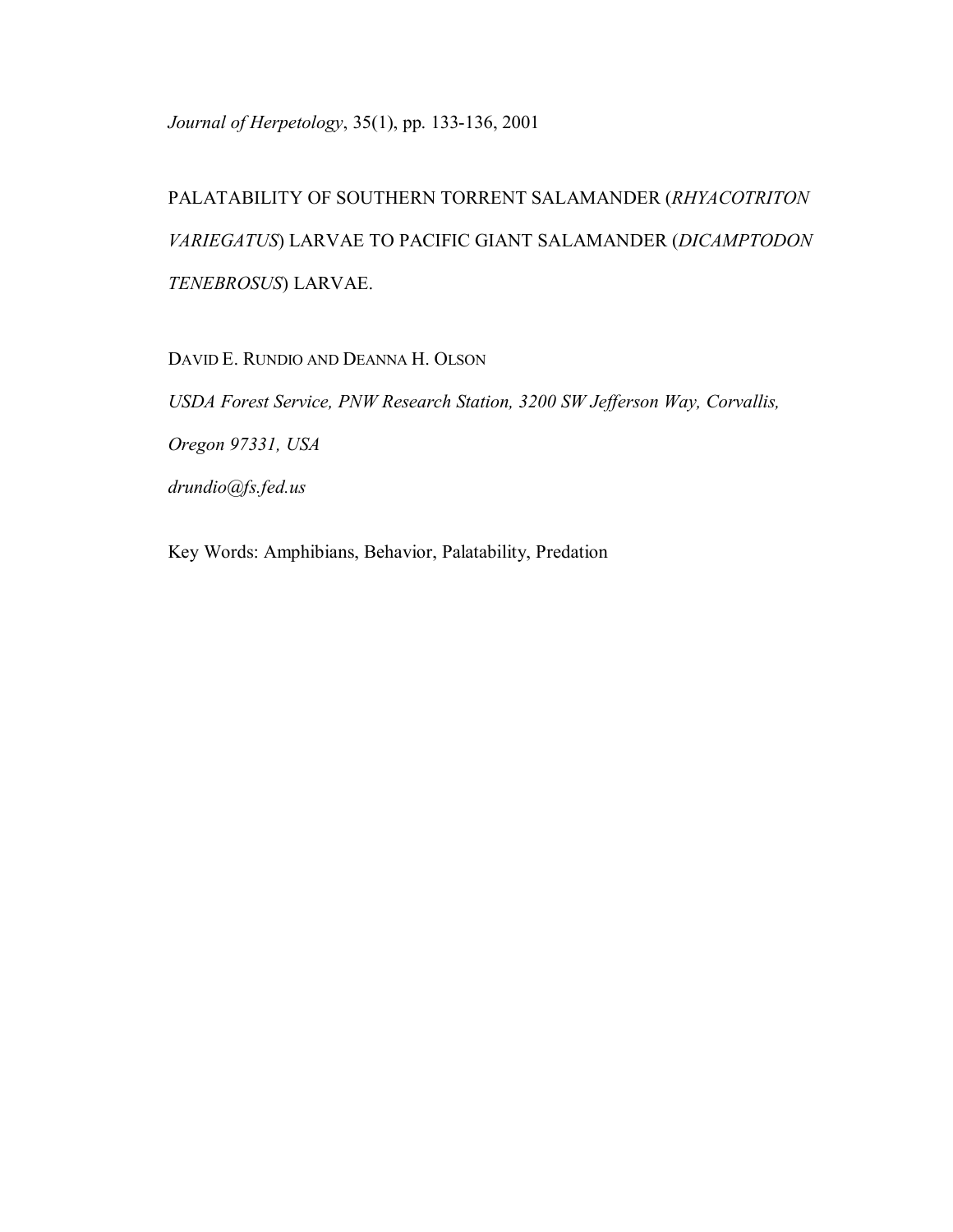*Journal of Herpetology*, 35(1), pp. 133-136, 2001

# PALATABILITY OF SOUTHERN TORRENT SALAMANDER (*RHYACOTRITON VARIEGATUS*) LARVAE TO PACIFIC GIANT SALAMANDER (*DICAMPTODON TENEBROSUS*) LARVAE.

DAVID E. RUNDIO AND DEANNA H. OLSON

*USDA Forest Service, PNW Research Station, 3200 SW Jefferson Way, Corvallis, Oregon 97331, USA*

*drundio@fs.fed.us*

Key Words: Amphibians, Behavior, Palatability, Predation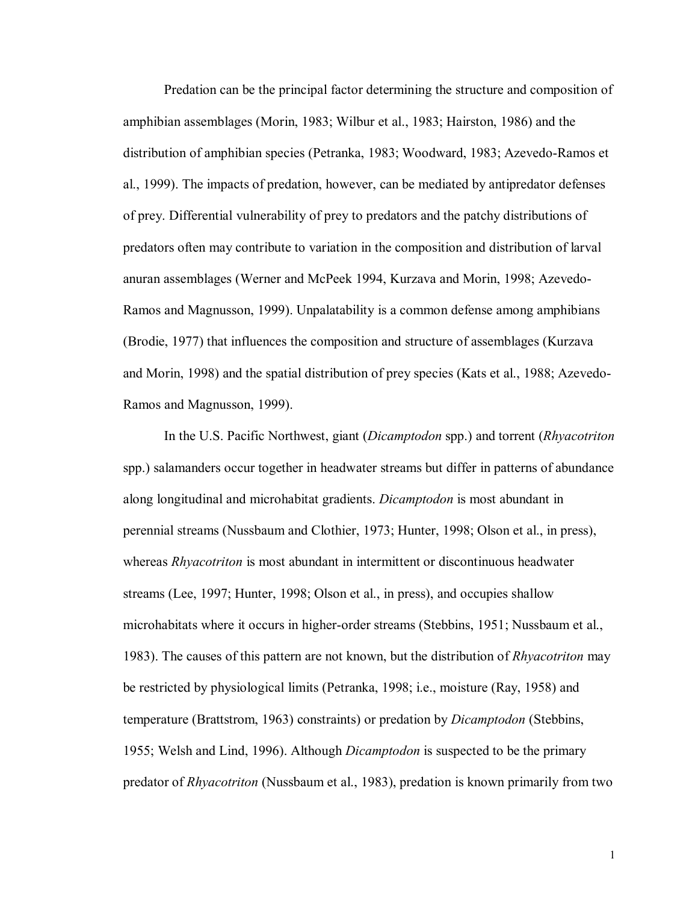Predation can be the principal factor determining the structure and composition of amphibian assemblages (Morin, 1983; Wilbur et al., 1983; Hairston, 1986) and the distribution of amphibian species (Petranka, 1983; Woodward, 1983; Azevedo-Ramos et al., 1999). The impacts of predation, however, can be mediated by antipredator defenses of prey. Differential vulnerability of prey to predators and the patchy distributions of predators often may contribute to variation in the composition and distribution of larval anuran assemblages (Werner and McPeek 1994, Kurzava and Morin, 1998; Azevedo-Ramos and Magnusson, 1999). Unpalatability is a common defense among amphibians (Brodie, 1977) that influences the composition and structure of assemblages (Kurzava and Morin, 1998) and the spatial distribution of prey species (Kats et al., 1988; Azevedo-Ramos and Magnusson, 1999).

In the U.S. Pacific Northwest, giant (*Dicamptodon* spp.) and torrent (*Rhyacotriton* spp.) salamanders occur together in headwater streams but differ in patterns of abundance along longitudinal and microhabitat gradients. *Dicamptodon* is most abundant in perennial streams (Nussbaum and Clothier, 1973; Hunter, 1998; Olson et al., in press), whereas *Rhyacotriton* is most abundant in intermittent or discontinuous headwater streams (Lee, 1997; Hunter, 1998; Olson et al., in press), and occupies shallow microhabitats where it occurs in higher-order streams (Stebbins, 1951; Nussbaum et al., 1983). The causes of this pattern are not known, but the distribution of *Rhyacotriton* may be restricted by physiological limits (Petranka, 1998; i.e., moisture (Ray, 1958) and temperature (Brattstrom, 1963) constraints) or predation by *Dicamptodon* (Stebbins, 1955; Welsh and Lind, 1996). Although *Dicamptodon* is suspected to be the primary predator of *Rhyacotriton* (Nussbaum et al., 1983), predation is known primarily from two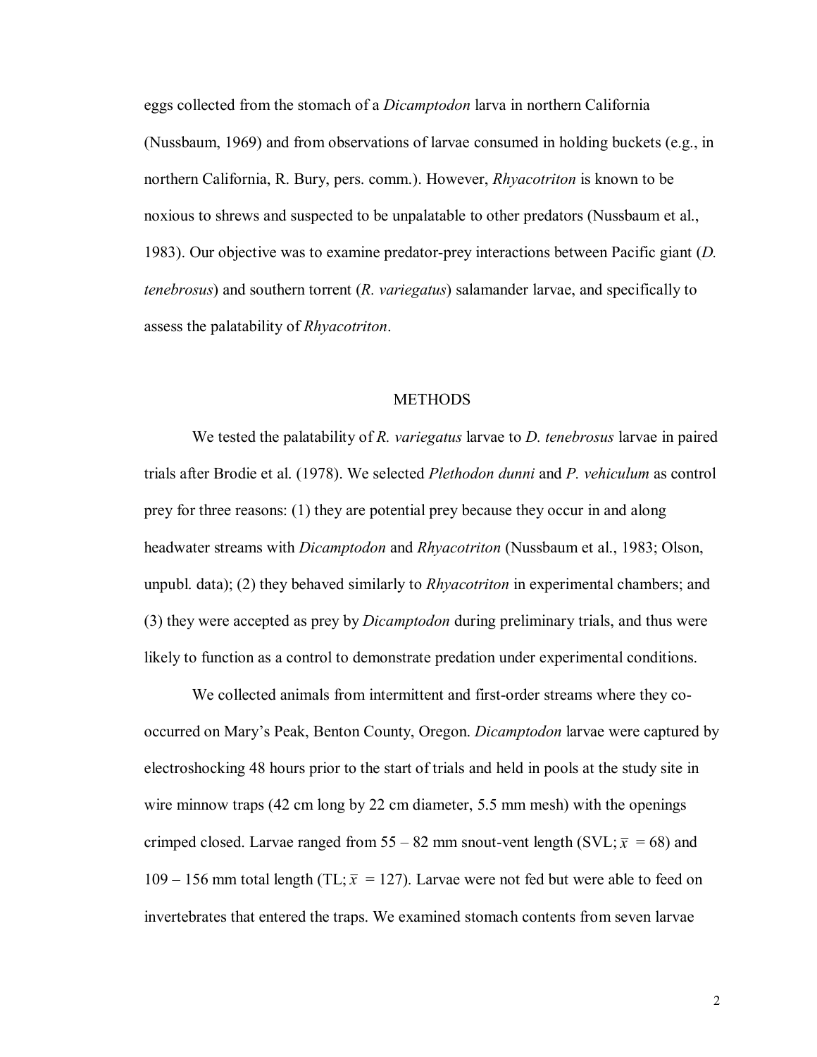eggs collected from the stomach of a *Dicamptodon* larva in northern California (Nussbaum, 1969) and from observations of larvae consumed in holding buckets (e.g., in northern California, R. Bury, pers. comm.). However, *Rhyacotriton* is known to be noxious to shrews and suspected to be unpalatable to other predators (Nussbaum et al., 1983). Our objective was to examine predator-prey interactions between Pacific giant (*D. tenebrosus*) and southern torrent (*R. variegatus*) salamander larvae, and specifically to assess the palatability of *Rhyacotriton*.

## METHODS

We tested the palatability of *R. variegatus* larvae to *D. tenebrosus* larvae in paired trials after Brodie et al. (1978). We selected *Plethodon dunni* and *P. vehiculum* as control prey for three reasons: (1) they are potential prey because they occur in and along headwater streams with *Dicamptodon* and *Rhyacotriton* (Nussbaum et al., 1983; Olson, unpubl. data); (2) they behaved similarly to *Rhyacotriton* in experimental chambers; and (3) they were accepted as prey by *Dicamptodon* during preliminary trials, and thus were likely to function as a control to demonstrate predation under experimental conditions.

We collected animals from intermittent and first-order streams where they co-occurred on Mary's Peak, Benton County, Oregon. *Dicamptodon* larvae were captured by electroshocking 48 hours prior to the start of trials and held in pools at the study site in wire minnow traps (42 cm long by 22 cm diameter, 5.5 mm mesh) with the openings crimped closed. Larvae ranged from 55 – 82 mm snout-vent length (SVL; $\bar{x}$ = 68) and 109 – 156 mm total length (TL; $\bar{x}$ = 127). Larvae were not fed but were able to feed on invertebrates that entered the traps. We examined stomach contents from seven larvae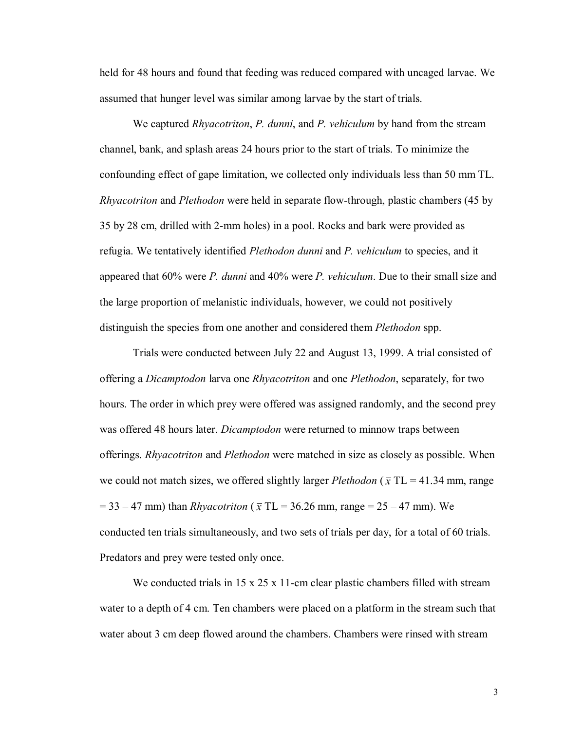held for 48 hours and found that feeding was reduced compared with uncaged larvae. We assumed that hunger level was similar among larvae by the start of trials.

We captured *Rhyacotriton*, *P. dunni*, and *P. vehiculum* by hand from the stream channel, bank, and splash areas 24 hours prior to the start of trials. To minimize the confounding effect of gape limitation, we collected only individuals less than 50 mm TL. *Rhyacotriton* and *Plethodon* were held in separate flow-through, plastic chambers (45 by 35 by 28 cm, drilled with 2-mm holes) in a pool. Rocks and bark were provided as refugia. We tentatively identified *Plethodon dunni* and *P. vehiculum* to species, and it appeared that 60% were *P. dunni* and 40% were *P. vehiculum*. Due to their small size and the large proportion of melanistic individuals, however, we could not positively distinguish the species from one another and considered them *Plethodon* spp.

Trials were conducted between July 22 and August 13, 1999. A trial consisted of offering a *Dicamptodon* larva one *Rhyacotriton* and one *Plethodon*, separately, for two hours. The order in which prey were offered was assigned randomly, and the second prey was offered 48 hours later. *Dicamptodon* were returned to minnow traps between offerings. *Rhyacotriton* and *Plethodon* were matched in size as closely as possible. When we could not match sizes, we offered slightly larger *Plethodon* ($\bar{x}$ TL = 41.34 mm, range = 33 – 47 mm) than *Rhyacotriton* ($\bar{x}$ TL = 36.26 mm, range = 25 – 47 mm). We conducted ten trials simultaneously, and two sets of trials per day, for a total of 60 trials. Predators and prey were tested only once.

We conducted trials in 15 x 25 x 11-cm clear plastic chambers filled with stream water to a depth of 4 cm. Ten chambers were placed on a platform in the stream such that water about 3 cm deep flowed around the chambers. Chambers were rinsed with stream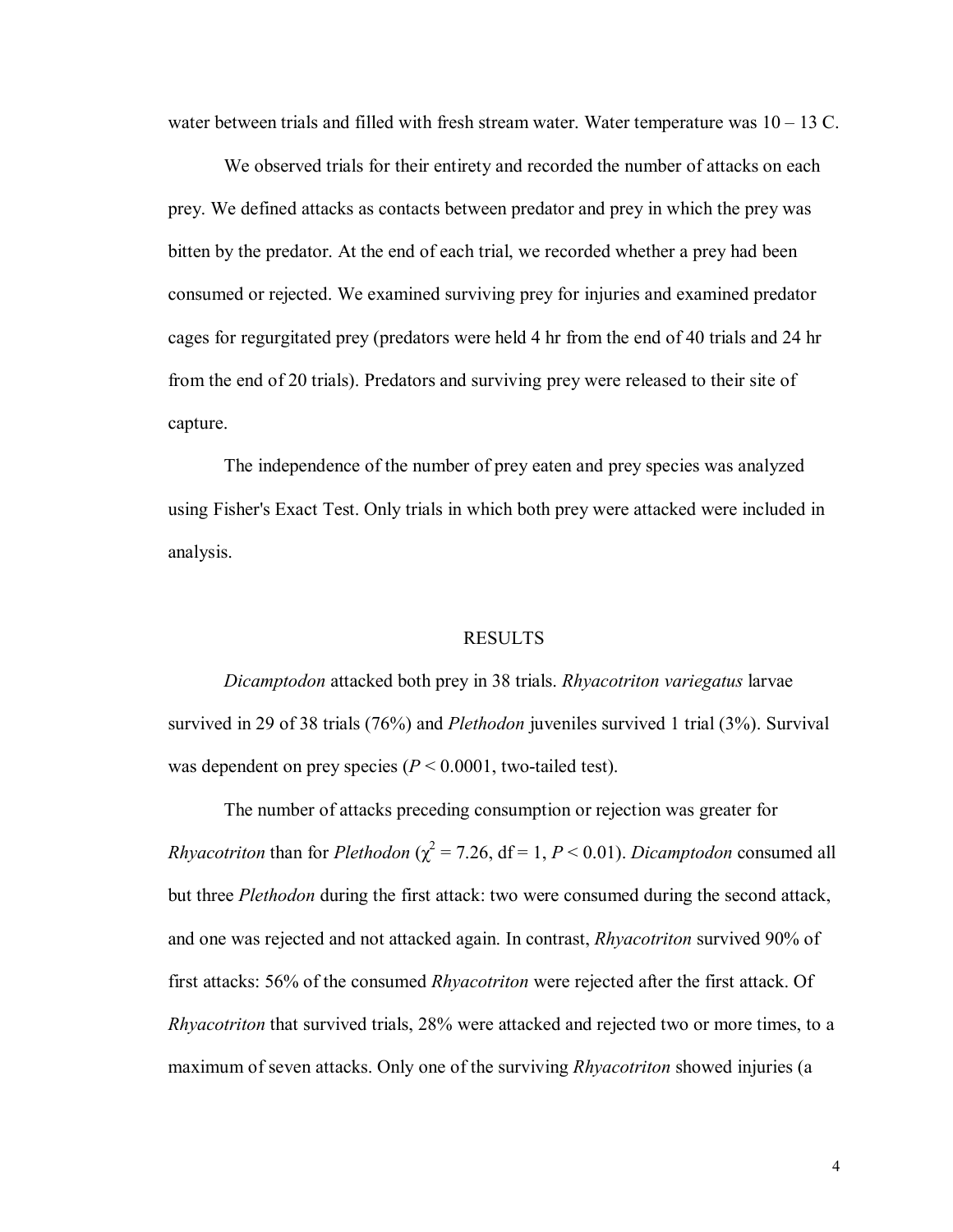water between trials and filled with fresh stream water. Water temperature was 10 – 13 C.

We observed trials for their entirety and recorded the number of attacks on each prey. We defined attacks as contacts between predator and prey in which the prey was bitten by the predator. At the end of each trial, we recorded whether a prey had been consumed or rejected. We examined surviving prey for injuries and examined predator cages for regurgitated prey (predators were held 4 hr from the end of 40 trials and 24 hr from the end of 20 trials). Predators and surviving prey were released to their site of capture.

The independence of the number of prey eaten and prey species was analyzed using Fisher's Exact Test. Only trials in which both prey were attacked were included in analysis.

## RESULTS

*Dicamptodon* attacked both prey in 38 trials. *Rhyacotriton variegatus* larvae survived in 29 of 38 trials (76%) and *Plethodon* juveniles survived 1 trial (3%). Survival was dependent on prey species ($P < 0.0001$, two-tailed test).

The number of attacks preceding consumption or rejection was greater for *Rhyacotriton* than for *Plethodon* ($\chi^2 = 7.26$, df = 1, $P < 0.01$). *Dicamptodon* consumed all but three *Plethodon* during the first attack: two were consumed during the second attack, and one was rejected and not attacked again. In contrast, *Rhyacotriton* survived 90% of first attacks: 56% of the consumed *Rhyacotriton* were rejected after the first attack. Of *Rhyacotriton* that survived trials, 28% were attacked and rejected two or more times, to a maximum of seven attacks. Only one of the surviving *Rhyacotriton* showed injuries (a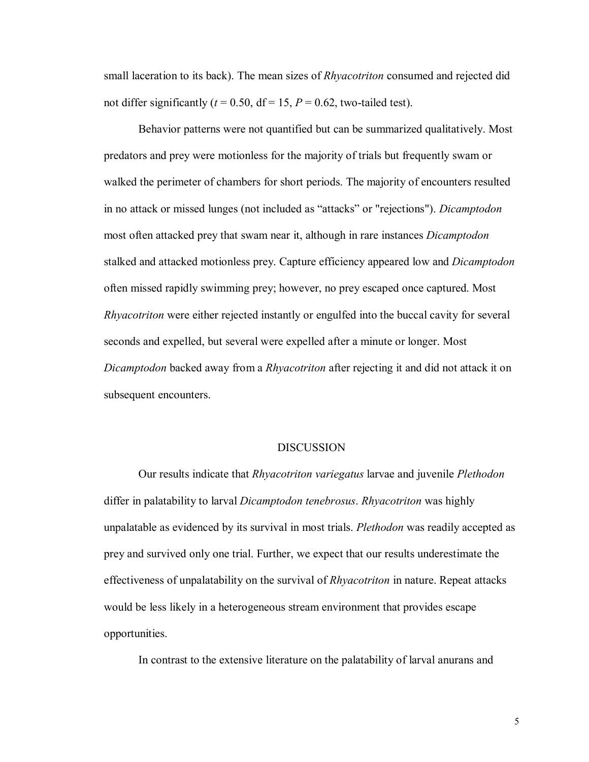small laceration to its back). The mean sizes of *Rhyacotriton* consumed and rejected did not differ significantly ($t = 0.50$, df = 15, $P = 0.62$, two-tailed test).

Behavior patterns were not quantified but can be summarized qualitatively. Most predators and prey were motionless for the majority of trials but frequently swam or walked the perimeter of chambers for short periods. The majority of encounters resulted in no attack or missed lunges (not included as "attacks" or "rejections"). *Dicamptodon* most often attacked prey that swam near it, although in rare instances *Dicamptodon* stalked and attacked motionless prey. Capture efficiency appeared low and *Dicamptodon* often missed rapidly swimming prey; however, no prey escaped once captured. Most *Rhyacotriton* were either rejected instantly or engulfed into the buccal cavity for several seconds and expelled, but several were expelled after a minute or longer. Most *Dicamptodon* backed away from a *Rhyacotriton* after rejecting it and did not attack it on subsequent encounters.

## DISCUSSION

Our results indicate that *Rhyacotriton variegatus* larvae and juvenile *Plethodon* differ in palatability to larval *Dicamptodon tenebrosus*. *Rhyacotriton* was highly unpalatable as evidenced by its survival in most trials. *Plethodon* was readily accepted as prey and survived only one trial. Further, we expect that our results underestimate the effectiveness of unpalatability on the survival of *Rhyacotriton* in nature. Repeat attacks would be less likely in a heterogeneous stream environment that provides escape opportunities.

In contrast to the extensive literature on the palatability of larval anurans and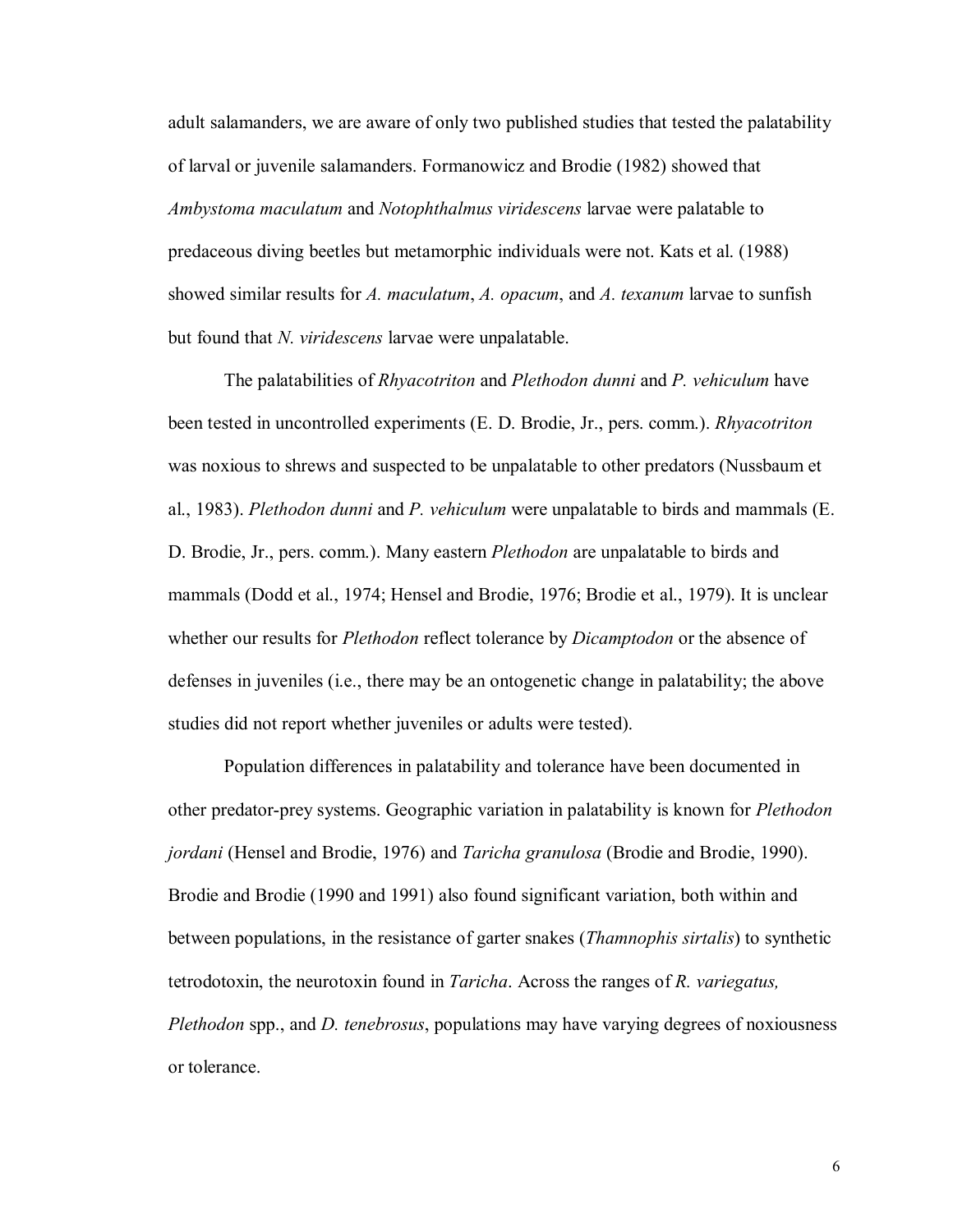adult salamanders, we are aware of only two published studies that tested the palatability of larval or juvenile salamanders. Formanowicz and Brodie (1982) showed that *Ambystoma maculatum* and *Notophthalmus viridescens* larvae were palatable to predaceous diving beetles but metamorphic individuals were not. Kats et al. (1988) showed similar results for *A. maculatum*, *A. opacum*, and *A. texanum* larvae to sunfish but found that *N. viridescens* larvae were unpalatable.

The palatabilities of *Rhyacotriton* and *Plethodon dunni* and *P. vehiculum* have been tested in uncontrolled experiments (E. D. Brodie, Jr., pers. comm.). *Rhyacotriton* was noxious to shrews and suspected to be unpalatable to other predators (Nussbaum et al., 1983). *Plethodon dunni* and *P. vehiculum* were unpalatable to birds and mammals (E. D. Brodie, Jr., pers. comm.). Many eastern *Plethodon* are unpalatable to birds and mammals (Dodd et al., 1974; Hensel and Brodie, 1976; Brodie et al., 1979). It is unclear whether our results for *Plethodon* reflect tolerance by *Dicamptodon* or the absence of defenses in juveniles (i.e., there may be an ontogenetic change in palatability; the above studies did not report whether juveniles or adults were tested).

Population differences in palatability and tolerance have been documented in other predator-prey systems. Geographic variation in palatability is known for *Plethodon jordani* (Hensel and Brodie, 1976) and *Taricha granulosa* (Brodie and Brodie, 1990). Brodie and Brodie (1990 and 1991) also found significant variation, both within and between populations, in the resistance of garter snakes (*Thamnophis sirtalis*) to synthetic tetrodotoxin, the neurotoxin found in *Taricha*. Across the ranges of *R. variegatus, Plethodon* spp., and *D. tenebrosus*, populations may have varying degrees of noxiousness or tolerance.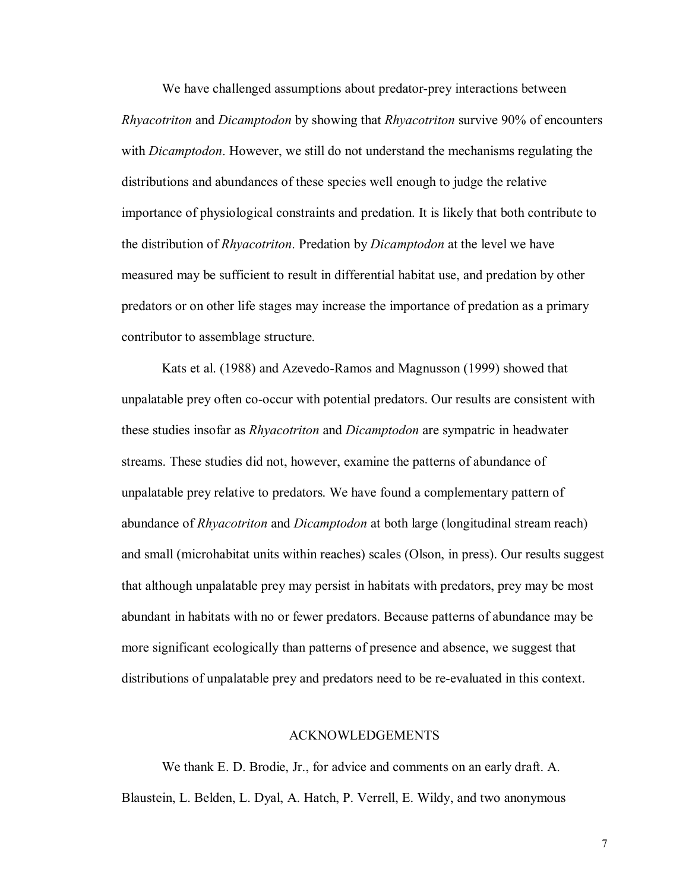We have challenged assumptions about predator-prey interactions between *Rhyacotriton* and *Dicamptodon* by showing that *Rhyacotriton* survive 90% of encounters with *Dicamptodon*. However, we still do not understand the mechanisms regulating the distributions and abundances of these species well enough to judge the relative importance of physiological constraints and predation. It is likely that both contribute to the distribution of *Rhyacotriton*. Predation by *Dicamptodon* at the level we have measured may be sufficient to result in differential habitat use, and predation by other predators or on other life stages may increase the importance of predation as a primary contributor to assemblage structure.

Kats et al. (1988) and Azevedo-Ramos and Magnusson (1999) showed that unpalatable prey often co-occur with potential predators. Our results are consistent with these studies insofar as *Rhyacotriton* and *Dicamptodon* are sympatric in headwater streams. These studies did not, however, examine the patterns of abundance of unpalatable prey relative to predators. We have found a complementary pattern of abundance of *Rhyacotriton* and *Dicamptodon* at both large (longitudinal stream reach) and small (microhabitat units within reaches) scales (Olson, in press). Our results suggest that although unpalatable prey may persist in habitats with predators, prey may be most abundant in habitats with no or fewer predators. Because patterns of abundance may be more significant ecologically than patterns of presence and absence, we suggest that distributions of unpalatable prey and predators need to be re-evaluated in this context.

## ACKNOWLEDGEMENTS

We thank E. D. Brodie, Jr., for advice and comments on an early draft. A. Blaustein, L. Belden, L. Dyal, A. Hatch, P. Verrell, E. Wildy, and two anonymous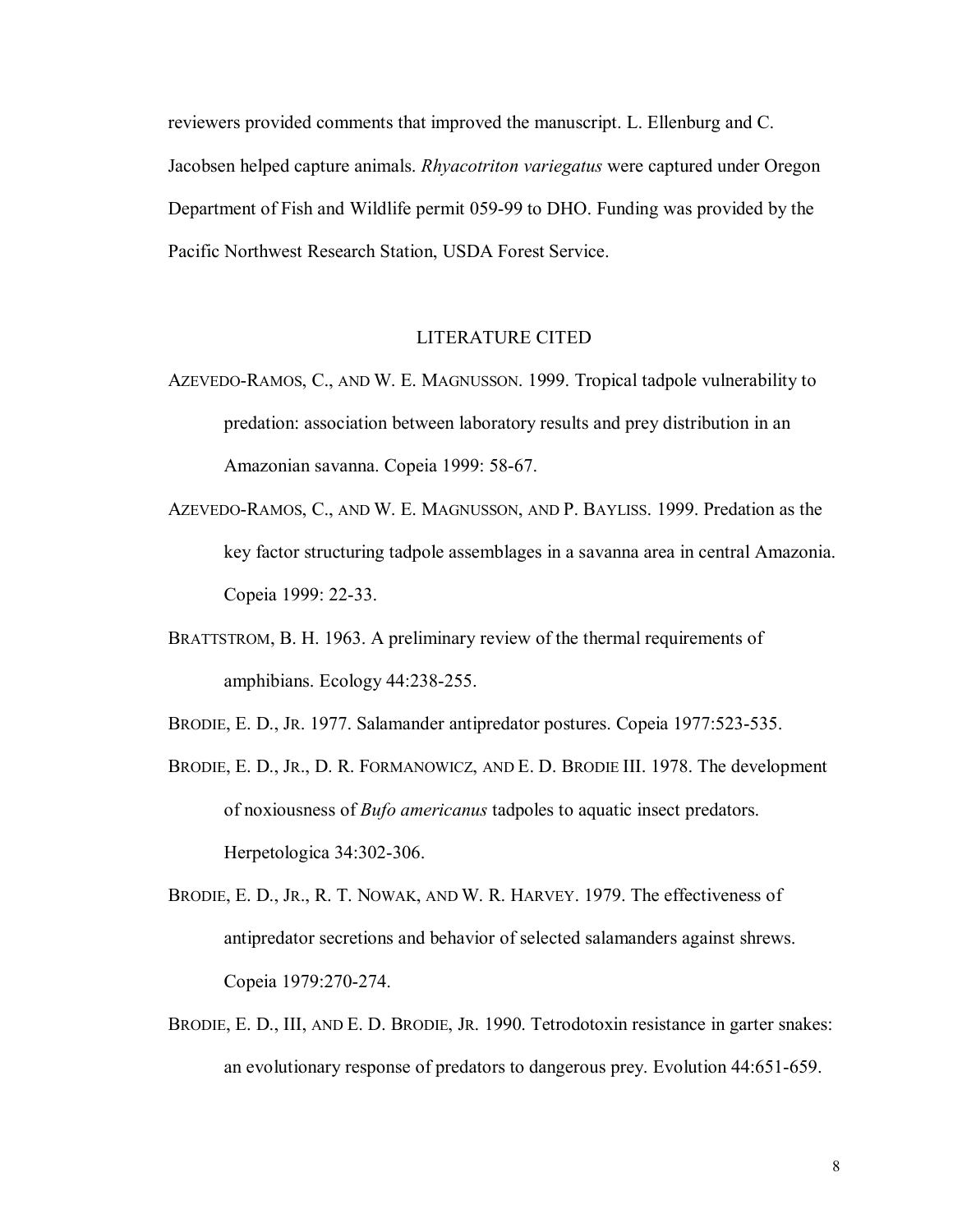reviewers provided comments that improved the manuscript. L. Ellenburg and C. Jacobsen helped capture animals. *Rhyacotriton variegatus* were captured under Oregon Department of Fish and Wildlife permit 059-99 to DHO. Funding was provided by the Pacific Northwest Research Station, USDA Forest Service.

## LITERATURE CITED

AZEVEDO-RAMOS, C., AND W. E. MAGNUSSON. 1999. Tropical tadpole vulnerability to predation: association between laboratory results and prey distribution in an Amazonian savanna. Copeia 1999: 58-67.

AZEVEDO-RAMOS, C., AND W. E. MAGNUSSON, AND P. BAYLISS. 1999. Predation as the key factor structuring tadpole assemblages in a savanna area in central Amazonia. Copeia 1999: 22-33.

BRATTSTROM, B. H. 1963. A preliminary review of the thermal requirements of amphibians. Ecology 44:238-255.

BRODIE, E. D., JR. 1977. Salamander antipredator postures. Copeia 1977:523-535.

BRODIE, E. D., JR., D. R. FORMANOWICZ, AND E. D. BRODIE III. 1978. The development of noxiousness of *Bufo americanus* tadpoles to aquatic insect predators. Herpetologica 34:302-306.

BRODIE, E. D., JR., R. T. NOWAK, AND W. R. HARVEY. 1979. The effectiveness of antipredator secretions and behavior of selected salamanders against shrews. Copeia 1979:270-274.

BRODIE, E. D., III, AND E. D. BRODIE, JR. 1990. Tetrodotoxin resistance in garter snakes: an evolutionary response of predators to dangerous prey. Evolution 44:651-659.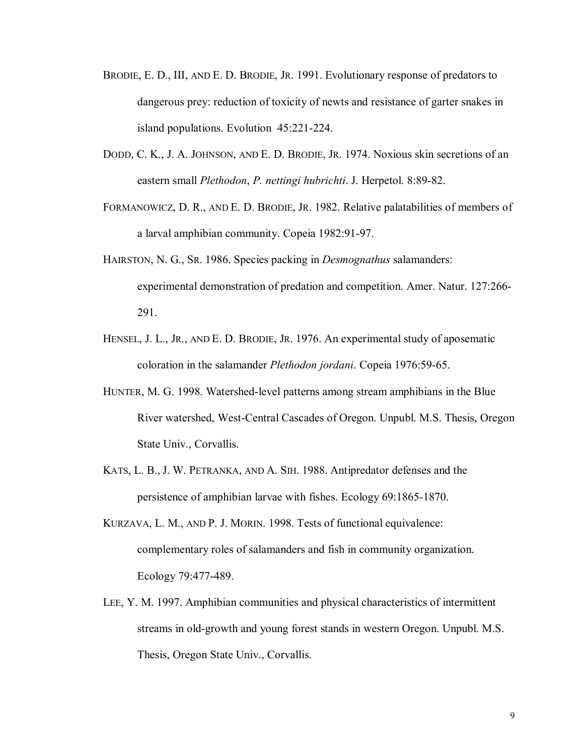BRODIE, E. D., III, AND E. D. BRODIE, JR. 1991. Evolutionary response of predators to dangerous prey: reduction of toxicity of newts and resistance of garter snakes in island populations. Evolution 45:221-224.

DODD, C. K., J. A. JOHNSON, AND E. D. BRODIE, JR. 1974. Noxious skin secretions of an eastern small *Plethodon*, *P. nettingi hubrichti*. J. Herpetol. 8:89-82.

FORMANOWICZ, D. R., AND E. D. BRODIE, JR. 1982. Relative palatabilities of members of a larval amphibian community. Copeia 1982:91-97.

HAIRSTON, N. G., SR. 1986. Species packing in *Desmognathus* salamanders: experimental demonstration of predation and competition. Amer. Natur. 127:266-291.

HENSEL, J. L., JR., AND E. D. BRODIE, JR. 1976. An experimental study of aposematic coloration in the salamander *Plethodon jordani*. Copeia 1976:59-65.

HUNTER, M. G. 1998. Watershed-level patterns among stream amphibians in the Blue River watershed, West-Central Cascades of Oregon. Unpubl. M.S. Thesis, Oregon State Univ., Corvallis.

KATS, L. B., J. W. PETRANKA, AND A. SIH. 1988. Antipredator defenses and the persistence of amphibian larvae with fishes. Ecology 69:1865-1870.

KURZAVA, L. M., AND P. J. MORIN. 1998. Tests of functional equivalence: complementary roles of salamanders and fish in community organization. Ecology 79:477-489.

LEE, Y. M. 1997. Amphibian communities and physical characteristics of intermittent streams in old-growth and young forest stands in western Oregon. Unpubl. M.S. Thesis, Oregon State Univ., Corvallis.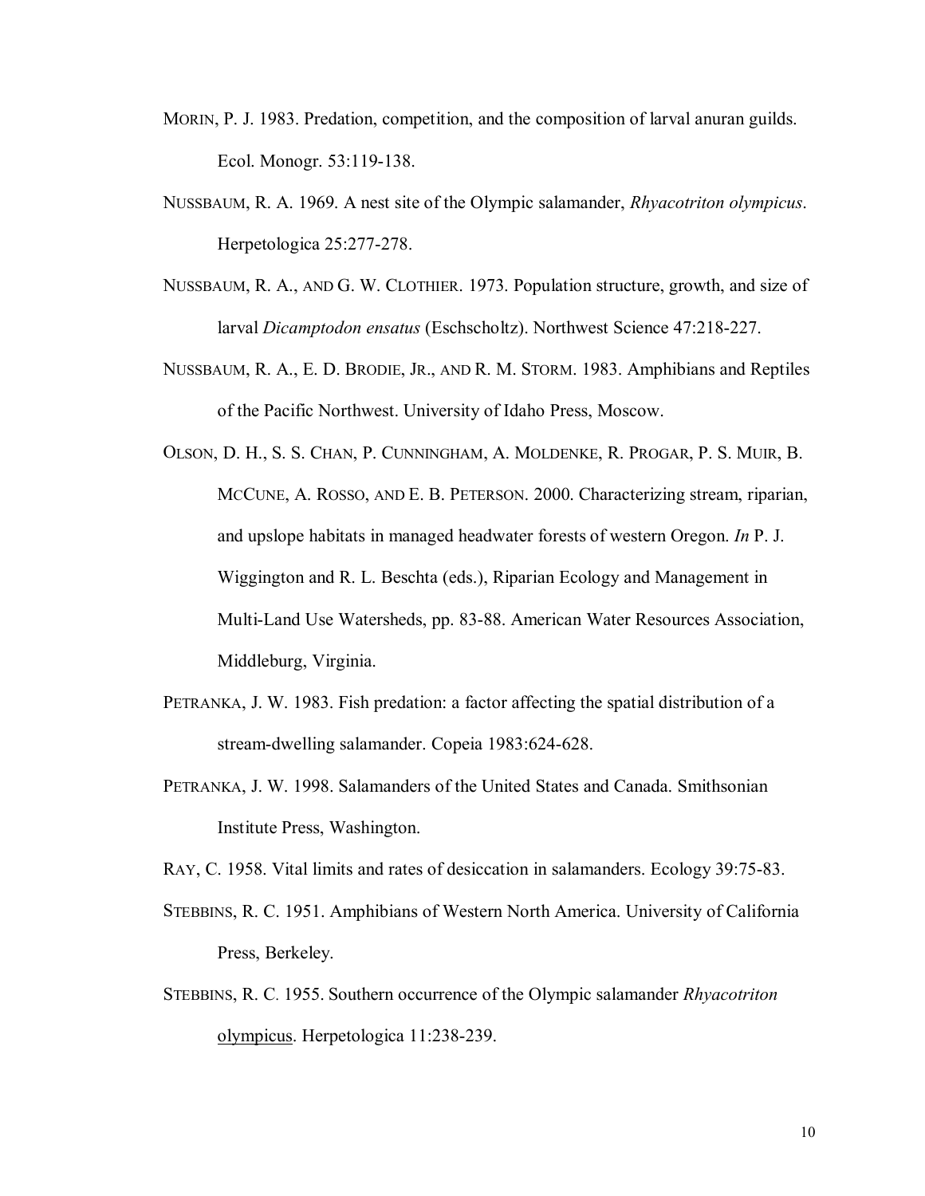MORIN, P. J. 1983. Predation, competition, and the composition of larval anuran guilds. Ecol. Monogr. 53:119-138.

NUSSBAUM, R. A. 1969. A nest site of the Olympic salamander, *Rhyacotriton olympicus*. Herpetologica 25:277-278.

NUSSBAUM, R. A., AND G. W. CLOTHIER. 1973. Population structure, growth, and size of larval *Dicamptodon ensatus* (Eschscholtz). Northwest Science 47:218-227.

NUSSBAUM, R. A., E. D. BRODIE, JR., AND R. M. STORM. 1983. Amphibians and Reptiles of the Pacific Northwest. University of Idaho Press, Moscow.

OLSON, D. H., S. S. CHAN, P. CUNNINGHAM, A. MOLDENKE, R. PROGAR, P. S. MUIR, B. MCCUNE, A. ROSSO, AND E. B. PETERSON. 2000. Characterizing stream, riparian, and upslope habitats in managed headwater forests of western Oregon. *In* P. J. Wiggington and R. L. Beschta (eds.), Riparian Ecology and Management in Multi-Land Use Watersheds, pp. 83-88. American Water Resources Association, Middleburg, Virginia.

PETRANKA, J. W. 1983. Fish predation: a factor affecting the spatial distribution of a stream-dwelling salamander. Copeia 1983:624-628.

PETRANKA, J. W. 1998. Salamanders of the United States and Canada. Smithsonian Institute Press, Washington.

RAY, C. 1958. Vital limits and rates of desiccation in salamanders. Ecology 39:75-83.

STEBBINS, R. C. 1951. Amphibians of Western North America. University of California Press, Berkeley.

STEBBINS, R. C. 1955. Southern occurrence of the Olympic salamander *Rhyacotriton* olympicus. Herpetologica 11:238-239.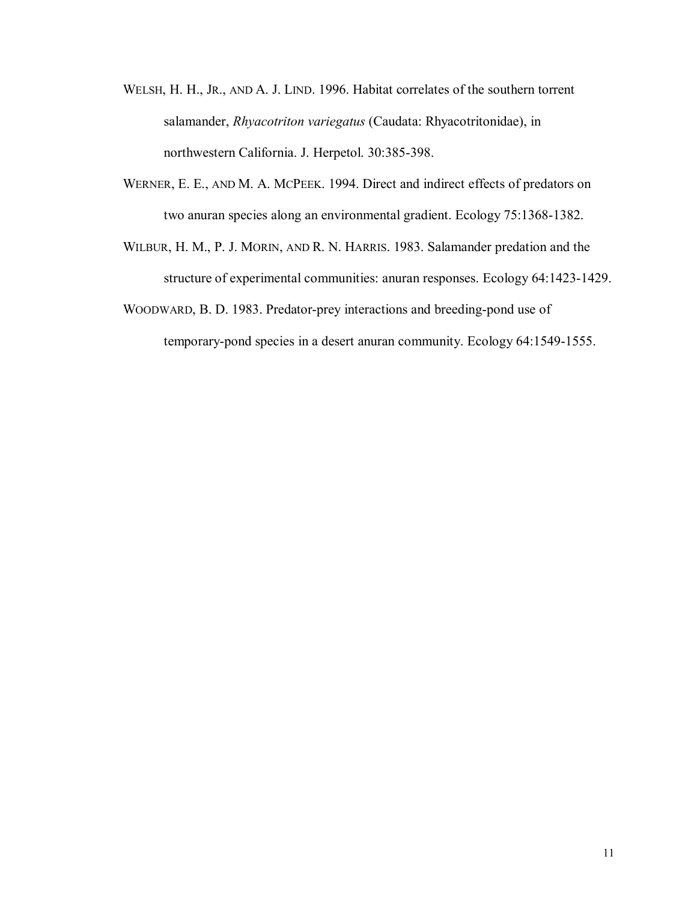WELSH, H. H., JR., AND A. J. LIND. 1996. Habitat correlates of the southern torrent salamander, *Rhyacotriton variegatus* (Caudata: Rhyacotritonidae), in northwestern California. J. Herpetol. 30:385-398.

WERNER, E. E., AND M. A. MCPEEK. 1994. Direct and indirect effects of predators on two anuran species along an environmental gradient. Ecology 75:1368-1382.

WILBUR, H. M., P. J. MORIN, AND R. N. HARRIS. 1983. Salamander predation and the structure of experimental communities: anuran responses. Ecology 64:1423-1429.

WOODWARD, B. D. 1983. Predator-prey interactions and breeding-pond use of temporary-pond species in a desert anuran community. Ecology 64:1549-1555.